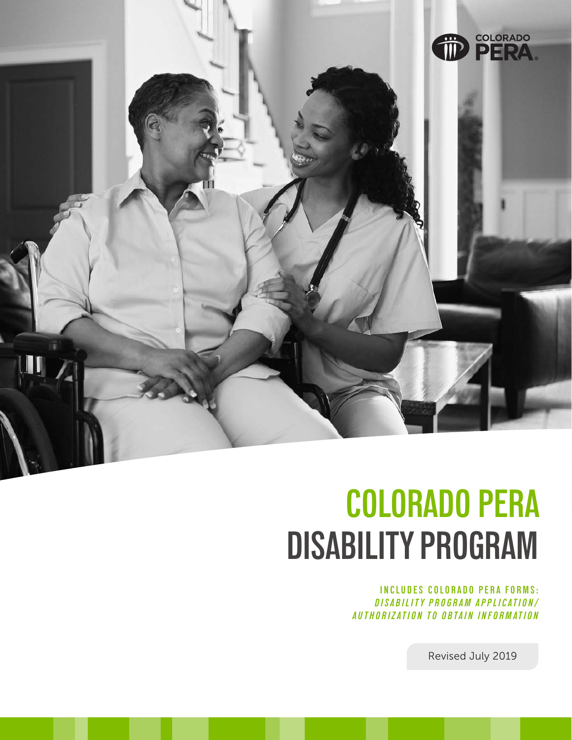COLORADO PERA

# COLORADO PERA DISABILITY PROGRAM

**INCLUDES COLORADO PERA FORMS:**
***DISABILITY PROGRAM APPLICATION/ AUTHORIZATION TO OBTAIN INFORMATION***

Revised July 2019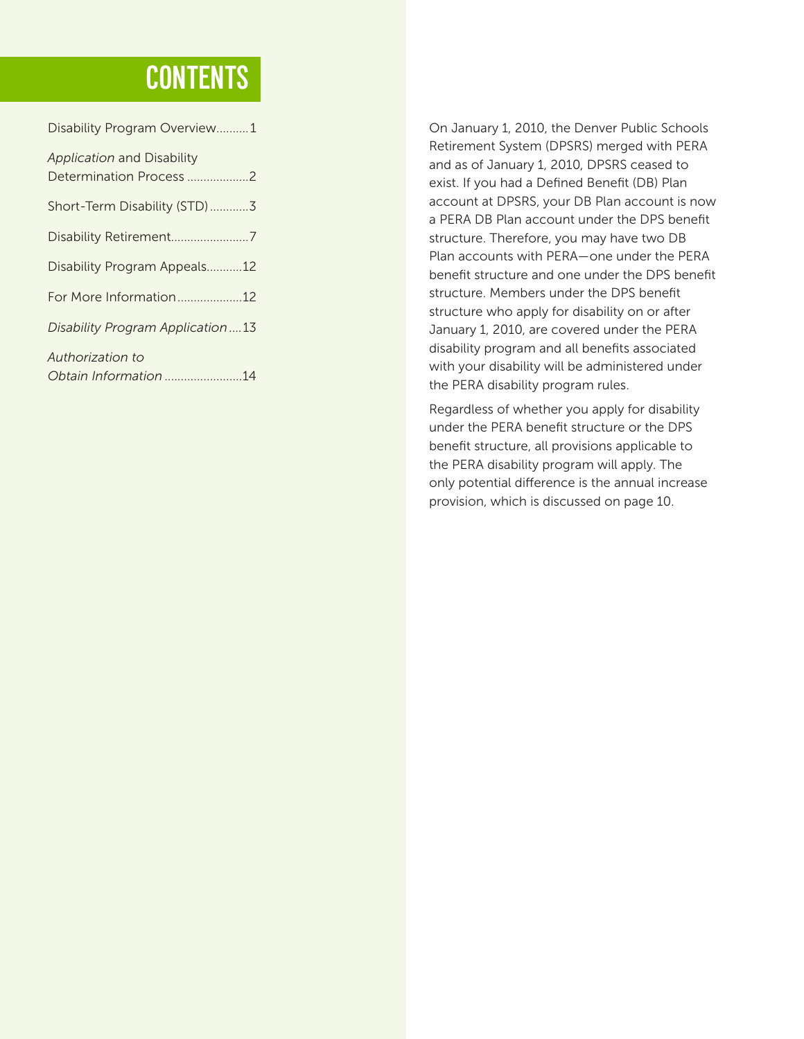# CONTENTS

| | |
|---|---|
| Disability Program Overview | 1 |
| *Application* and Disability Determination Process | 2 |
| Short-Term Disability (STD) | 3 |
| Disability Retirement | 7 |
| Disability Program Appeals | 12 |
| For More Information | 12 |
| *Disability Program Application* | 13 |
| *Authorization to Obtain Information* | 14 |

On January 1, 2010, the Denver Public Schools Retirement System (DPSRS) merged with PERA and as of January 1, 2010, DPSRS ceased to exist. If you had a Defined Benefit (DB) Plan account at DPSRS, your DB Plan account is now a PERA DB Plan account under the DPS benefit structure. Therefore, you may have two DB Plan accounts with PERA—one under the PERA benefit structure and one under the DPS benefit structure. Members under the DPS benefit structure who apply for disability on or after January 1, 2010, are covered under the PERA disability program and all benefits associated with your disability will be administered under the PERA disability program rules.

Regardless of whether you apply for disability under the PERA benefit structure or the DPS benefit structure, all provisions applicable to the PERA disability program will apply. The only potential difference is the annual increase provision, which is discussed on page 10.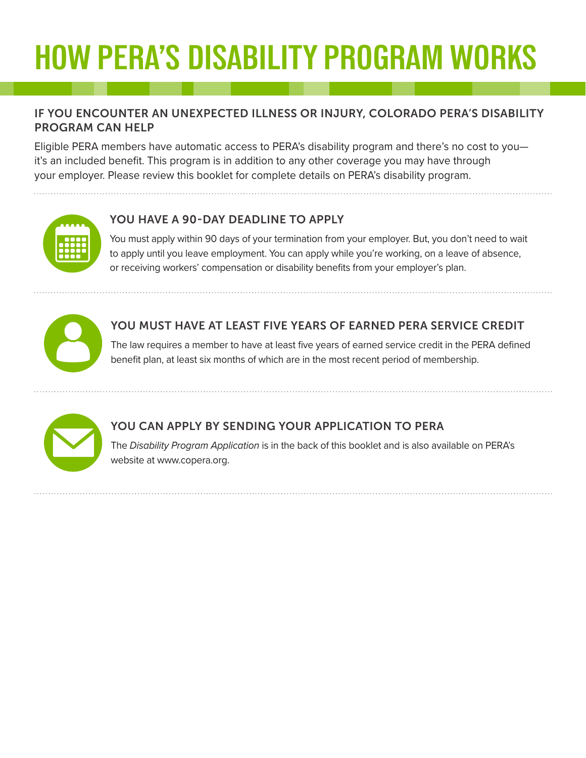# HOW PERA'S DISABILITY PROGRAM WORKS

## IF YOU ENCOUNTER AN UNEXPECTED ILLNESS OR INJURY, COLORADO PERA'S DISABILITY PROGRAM CAN HELP

Eligible PERA members have automatic access to PERA's disability program and there's no cost to you—it's an included benefit. This program is in addition to any other coverage you may have through your employer. Please review this booklet for complete details on PERA's disability program.

### YOU HAVE A 90-DAY DEADLINE TO APPLY

You must apply within 90 days of your termination from your employer. But, you don't need to wait to apply until you leave employment. You can apply while you're working, on a leave of absence, or receiving workers' compensation or disability benefits from your employer's plan.

### YOU MUST HAVE AT LEAST FIVE YEARS OF EARNED PERA SERVICE CREDIT

The law requires a member to have at least five years of earned service credit in the PERA defined benefit plan, at least six months of which are in the most recent period of membership.

### YOU CAN APPLY BY SENDING YOUR APPLICATION TO PERA

The *Disability Program Application* is in the back of this booklet and is also available on PERA's website at www.copera.org.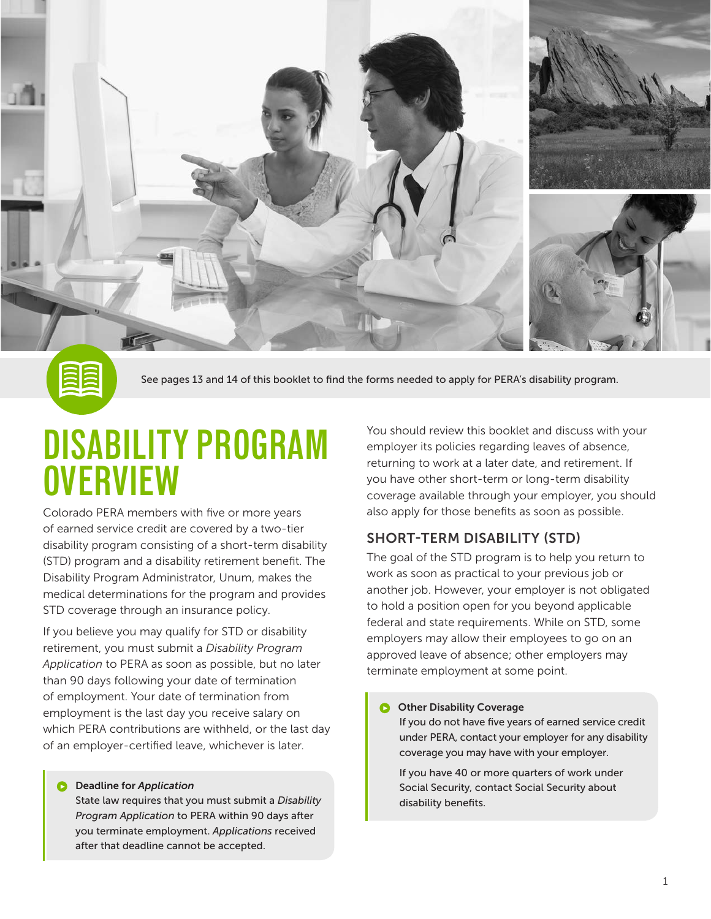See pages 13 and 14 of this booklet to find the forms needed to apply for PERA's disability program.

# DISABILITY PROGRAM OVERVIEW

Colorado PERA members with five or more years of earned service credit are covered by a two-tier disability program consisting of a short-term disability (STD) program and a disability retirement benefit. The Disability Program Administrator, Unum, makes the medical determinations for the program and provides STD coverage through an insurance policy.

If you believe you may qualify for STD or disability retirement, you must submit a *Disability Program Application* to PERA as soon as possible, but no later than 90 days following your date of termination of employment. Your date of termination from employment is the last day you receive salary on which PERA contributions are withheld, or the last day of an employer-certified leave, whichever is later.

> **Deadline for *Application***
> State law requires that you must submit a *Disability Program Application* to PERA within 90 days after you terminate employment. *Applications* received after that deadline cannot be accepted.

You should review this booklet and discuss with your employer its policies regarding leaves of absence, returning to work at a later date, and retirement. If you have other short-term or long-term disability coverage available through your employer, you should also apply for those benefits as soon as possible.

## SHORT-TERM DISABILITY (STD)

The goal of the STD program is to help you return to work as soon as practical to your previous job or another job. However, your employer is not obligated to hold a position open for you beyond applicable federal and state requirements. While on STD, some employers may allow their employees to go on an approved leave of absence; other employers may terminate employment at some point.

> **Other Disability Coverage**
> If you do not have five years of earned service credit under PERA, contact your employer for any disability coverage you may have with your employer.
>
> If you have 40 or more quarters of work under Social Security, contact Social Security about disability benefits.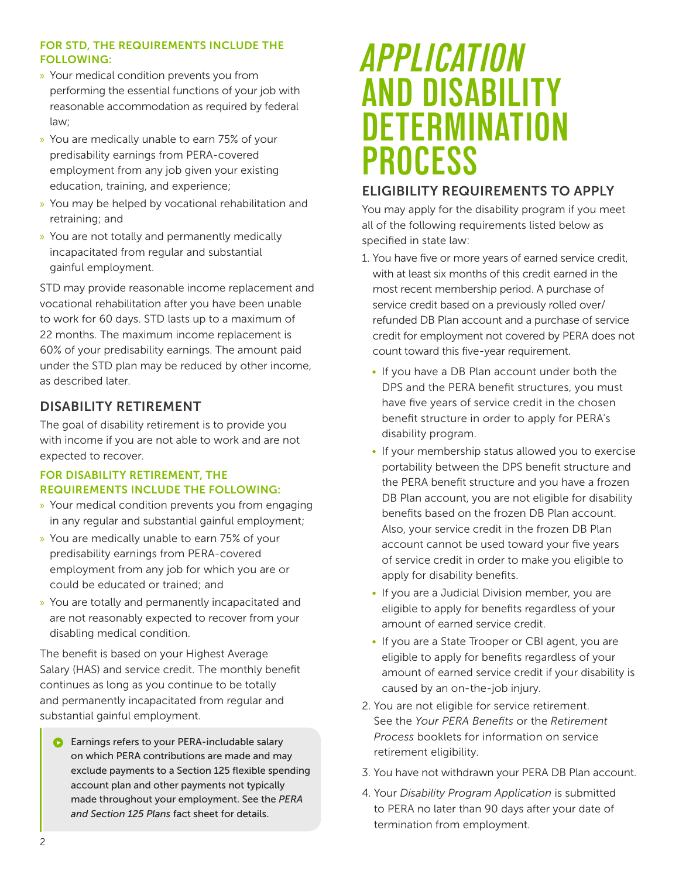#### FOR STD, THE REQUIREMENTS INCLUDE THE FOLLOWING:

- Your medical condition prevents you from performing the essential functions of your job with reasonable accommodation as required by federal law;
- You are medically unable to earn 75% of your predisability earnings from PERA-covered employment from any job given your existing education, training, and experience;
- You may be helped by vocational rehabilitation and retraining; and
- You are not totally and permanently medically incapacitated from regular and substantial gainful employment.

STD may provide reasonable income replacement and vocational rehabilitation after you have been unable to work for 60 days. STD lasts up to a maximum of 22 months. The maximum income replacement is 60% of your predisability earnings. The amount paid under the STD plan may be reduced by other income, as described later.

### DISABILITY RETIREMENT

The goal of disability retirement is to provide you with income if you are not able to work and are not expected to recover.

#### FOR DISABILITY RETIREMENT, THE REQUIREMENTS INCLUDE THE FOLLOWING:

- Your medical condition prevents you from engaging in any regular and substantial gainful employment;
- You are medically unable to earn 75% of your predisability earnings from PERA-covered employment from any job for which you are or could be educated or trained; and
- You are totally and permanently incapacitated and are not reasonably expected to recover from your disabling medical condition.

The benefit is based on your Highest Average Salary (HAS) and service credit. The monthly benefit continues as long as you continue to be totally and permanently incapacitated from regular and substantial gainful employment.

> Earnings refers to your PERA-includable salary on which PERA contributions are made and may exclude payments to a Section 125 flexible spending account plan and other payments not typically made throughout your employment. See the *PERA and Section 125 Plans* fact sheet for details.

# *APPLICATION* AND DISABILITY DETERMINATION PROCESS

### ELIGIBILITY REQUIREMENTS TO APPLY

You may apply for the disability program if you meet all of the following requirements listed below as specified in state law:

1. You have five or more years of earned service credit, with at least six months of this credit earned in the most recent membership period. A purchase of service credit based on a previously rolled over/refunded DB Plan account and a purchase of service credit for employment not covered by PERA does not count toward this five-year requirement.
   - If you have a DB Plan account under both the DPS and the PERA benefit structures, you must have five years of service credit in the chosen benefit structure in order to apply for PERA's disability program.
   - If your membership status allowed you to exercise portability between the DPS benefit structure and the PERA benefit structure and you have a frozen DB Plan account, you are not eligible for disability benefits based on the frozen DB Plan account. Also, your service credit in the frozen DB Plan account cannot be used toward your five years of service credit in order to make you eligible to apply for disability benefits.
   - If you are a Judicial Division member, you are eligible to apply for benefits regardless of your amount of earned service credit.
   - If you are a State Trooper or CBI agent, you are eligible to apply for benefits regardless of your amount of earned service credit if your disability is caused by an on-the-job injury.
2. You are not eligible for service retirement. See the *Your PERA Benefits* or the *Retirement Process* booklets for information on service retirement eligibility.
3. You have not withdrawn your PERA DB Plan account.
4. Your *Disability Program Application* is submitted to PERA no later than 90 days after your date of termination from employment.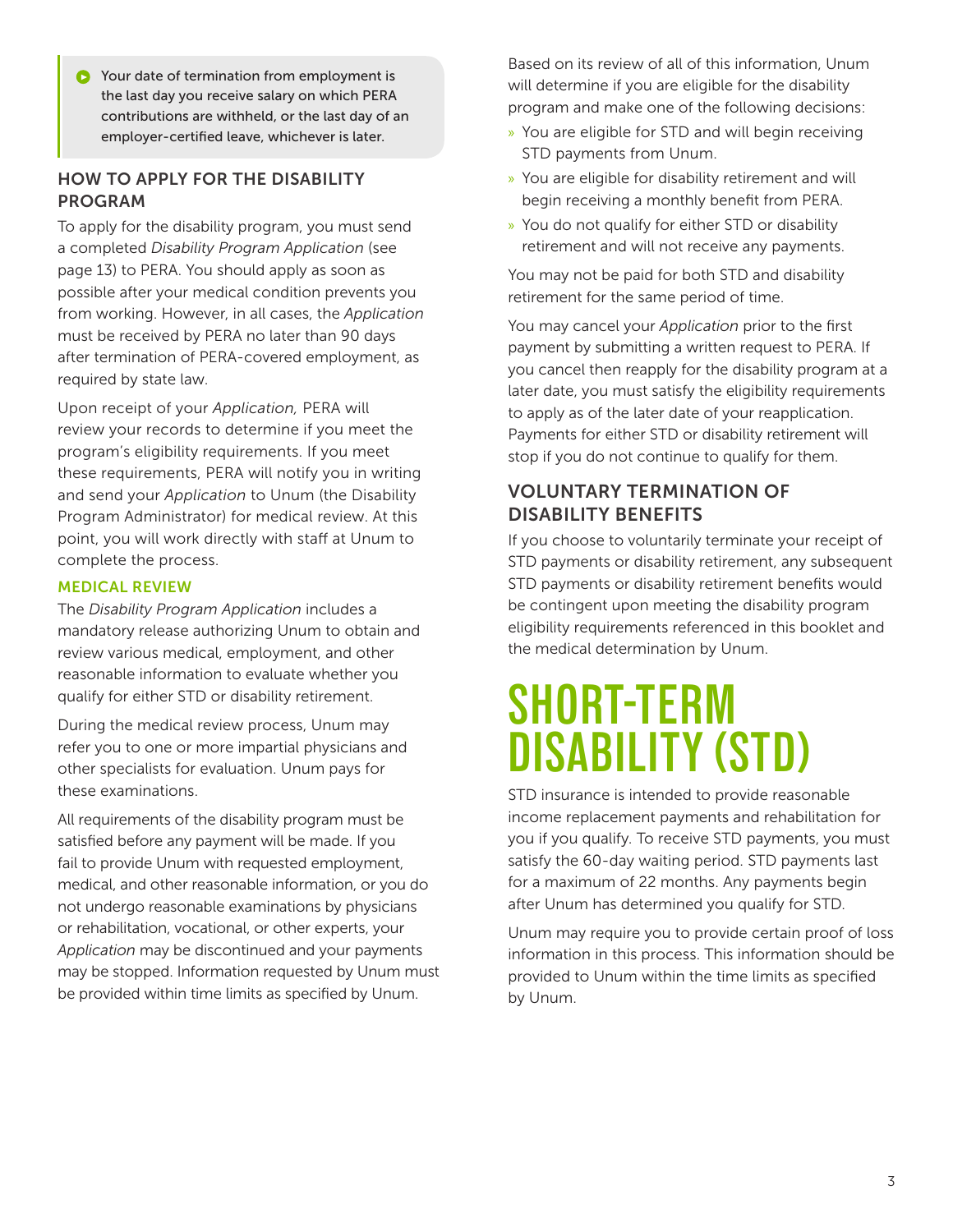- Your date of termination from employment is the last day you receive salary on which PERA contributions are withheld, or the last day of an employer-certified leave, whichever is later.

## HOW TO APPLY FOR THE DISABILITY PROGRAM

To apply for the disability program, you must send a completed *Disability Program Application* (see page 13) to PERA. You should apply as soon as possible after your medical condition prevents you from working. However, in all cases, the *Application* must be received by PERA no later than 90 days after termination of PERA-covered employment, as required by state law.

Upon receipt of your *Application,* PERA will review your records to determine if you meet the program's eligibility requirements. If you meet these requirements, PERA will notify you in writing and send your *Application* to Unum (the Disability Program Administrator) for medical review. At this point, you will work directly with staff at Unum to complete the process.

### MEDICAL REVIEW

The *Disability Program Application* includes a mandatory release authorizing Unum to obtain and review various medical, employment, and other reasonable information to evaluate whether you qualify for either STD or disability retirement.

During the medical review process, Unum may refer you to one or more impartial physicians and other specialists for evaluation. Unum pays for these examinations.

All requirements of the disability program must be satisfied before any payment will be made. If you fail to provide Unum with requested employment, medical, and other reasonable information, or you do not undergo reasonable examinations by physicians or rehabilitation, vocational, or other experts, your *Application* may be discontinued and your payments may be stopped. Information requested by Unum must be provided within time limits as specified by Unum.

Based on its review of all of this information, Unum will determine if you are eligible for the disability program and make one of the following decisions:

- You are eligible for STD and will begin receiving STD payments from Unum.
- You are eligible for disability retirement and will begin receiving a monthly benefit from PERA.
- You do not qualify for either STD or disability retirement and will not receive any payments.

You may not be paid for both STD and disability retirement for the same period of time.

You may cancel your *Application* prior to the first payment by submitting a written request to PERA. If you cancel then reapply for the disability program at a later date, you must satisfy the eligibility requirements to apply as of the later date of your reapplication. Payments for either STD or disability retirement will stop if you do not continue to qualify for them.

## VOLUNTARY TERMINATION OF DISABILITY BENEFITS

If you choose to voluntarily terminate your receipt of STD payments or disability retirement, any subsequent STD payments or disability retirement benefits would be contingent upon meeting the disability program eligibility requirements referenced in this booklet and the medical determination by Unum.

# SHORT-TERM DISABILITY (STD)

STD insurance is intended to provide reasonable income replacement payments and rehabilitation for you if you qualify. To receive STD payments, you must satisfy the 60-day waiting period. STD payments last for a maximum of 22 months. Any payments begin after Unum has determined you qualify for STD.

Unum may require you to provide certain proof of loss information in this process. This information should be provided to Unum within the time limits as specified by Unum.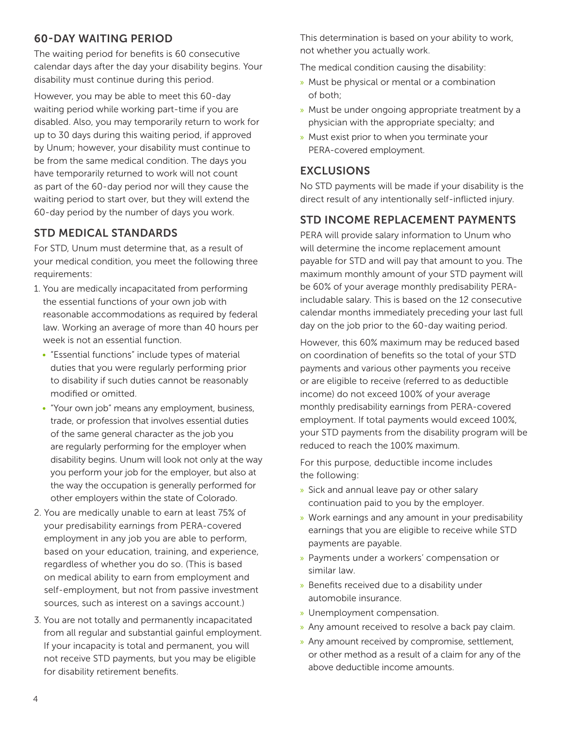## 60-DAY WAITING PERIOD

The waiting period for benefits is 60 consecutive calendar days after the day your disability begins. Your disability must continue during this period.

However, you may be able to meet this 60-day waiting period while working part-time if you are disabled. Also, you may temporarily return to work for up to 30 days during this waiting period, if approved by Unum; however, your disability must continue to be from the same medical condition. The days you have temporarily returned to work will not count as part of the 60-day period nor will they cause the waiting period to start over, but they will extend the 60-day period by the number of days you work.

## STD MEDICAL STANDARDS

For STD, Unum must determine that, as a result of your medical condition, you meet the following three requirements:

1. You are medically incapacitated from performing the essential functions of your own job with reasonable accommodations as required by federal law. Working an average of more than 40 hours per week is not an essential function.
   - "Essential functions" include types of material duties that you were regularly performing prior to disability if such duties cannot be reasonably modified or omitted.
   - "Your own job" means any employment, business, trade, or profession that involves essential duties of the same general character as the job you are regularly performing for the employer when disability begins. Unum will look not only at the way you perform your job for the employer, but also at the way the occupation is generally performed for other employers within the state of Colorado.
2. You are medically unable to earn at least 75% of your predisability earnings from PERA-covered employment in any job you are able to perform, based on your education, training, and experience, regardless of whether you do so. (This is based on medical ability to earn from employment and self-employment, but not from passive investment sources, such as interest on a savings account.)
3. You are not totally and permanently incapacitated from all regular and substantial gainful employment. If your incapacity is total and permanent, you will not receive STD payments, but you may be eligible for disability retirement benefits.

This determination is based on your ability to work, not whether you actually work.

The medical condition causing the disability:

- Must be physical or mental or a combination of both;
- Must be under ongoing appropriate treatment by a physician with the appropriate specialty; and
- Must exist prior to when you terminate your PERA-covered employment.

## EXCLUSIONS

No STD payments will be made if your disability is the direct result of any intentionally self-inflicted injury.

## STD INCOME REPLACEMENT PAYMENTS

PERA will provide salary information to Unum who will determine the income replacement amount payable for STD and will pay that amount to you. The maximum monthly amount of your STD payment will be 60% of your average monthly predisability PERA-includable salary. This is based on the 12 consecutive calendar months immediately preceding your last full day on the job prior to the 60-day waiting period.

However, this 60% maximum may be reduced based on coordination of benefits so the total of your STD payments and various other payments you receive or are eligible to receive (referred to as deductible income) do not exceed 100% of your average monthly predisability earnings from PERA-covered employment. If total payments would exceed 100%, your STD payments from the disability program will be reduced to reach the 100% maximum.

For this purpose, deductible income includes the following:

- Sick and annual leave pay or other salary continuation paid to you by the employer.
- Work earnings and any amount in your predisability earnings that you are eligible to receive while STD payments are payable.
- Payments under a workers' compensation or similar law.
- Benefits received due to a disability under automobile insurance.
- Unemployment compensation.
- Any amount received to resolve a back pay claim.
- Any amount received by compromise, settlement, or other method as a result of a claim for any of the above deductible income amounts.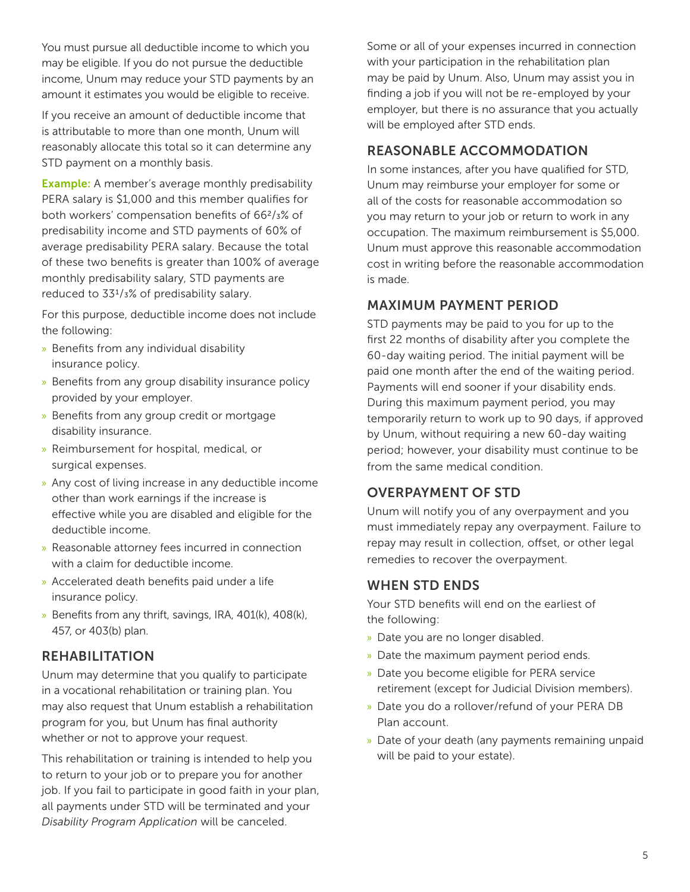You must pursue all deductible income to which you may be eligible. If you do not pursue the deductible income, Unum may reduce your STD payments by an amount it estimates you would be eligible to receive.

If you receive an amount of deductible income that is attributable to more than one month, Unum will reasonably allocate this total so it can determine any STD payment on a monthly basis.

**Example:** A member's average monthly predisability PERA salary is $1,000 and this member qualifies for both workers' compensation benefits of $66^2/_3$% of predisability income and STD payments of 60% of average predisability PERA salary. Because the total of these two benefits is greater than 100% of average monthly predisability salary, STD payments are reduced to $33^1/_3$% of predisability salary.

For this purpose, deductible income does not include the following:

- Benefits from any individual disability insurance policy.
- Benefits from any group disability insurance policy provided by your employer.
- Benefits from any group credit or mortgage disability insurance.
- Reimbursement for hospital, medical, or surgical expenses.
- Any cost of living increase in any deductible income other than work earnings if the increase is effective while you are disabled and eligible for the deductible income.
- Reasonable attorney fees incurred in connection with a claim for deductible income.
- Accelerated death benefits paid under a life insurance policy.
- Benefits from any thrift, savings, IRA, 401(k), 408(k), 457, or 403(b) plan.

## REHABILITATION

Unum may determine that you qualify to participate in a vocational rehabilitation or training plan. You may also request that Unum establish a rehabilitation program for you, but Unum has final authority whether or not to approve your request.

This rehabilitation or training is intended to help you to return to your job or to prepare you for another job. If you fail to participate in good faith in your plan, all payments under STD will be terminated and your *Disability Program Application* will be canceled.

Some or all of your expenses incurred in connection with your participation in the rehabilitation plan may be paid by Unum. Also, Unum may assist you in finding a job if you will not be re-employed by your employer, but there is no assurance that you actually will be employed after STD ends.

## REASONABLE ACCOMMODATION

In some instances, after you have qualified for STD, Unum may reimburse your employer for some or all of the costs for reasonable accommodation so you may return to your job or return to work in any occupation. The maximum reimbursement is $5,000. Unum must approve this reasonable accommodation cost in writing before the reasonable accommodation is made.

## MAXIMUM PAYMENT PERIOD

STD payments may be paid to you for up to the first 22 months of disability after you complete the 60-day waiting period. The initial payment will be paid one month after the end of the waiting period. Payments will end sooner if your disability ends. During this maximum payment period, you may temporarily return to work up to 90 days, if approved by Unum, without requiring a new 60-day waiting period; however, your disability must continue to be from the same medical condition.

## OVERPAYMENT OF STD

Unum will notify you of any overpayment and you must immediately repay any overpayment. Failure to repay may result in collection, offset, or other legal remedies to recover the overpayment.

## WHEN STD ENDS

Your STD benefits will end on the earliest of the following:

- Date you are no longer disabled.
- Date the maximum payment period ends.
- Date you become eligible for PERA service retirement (except for Judicial Division members).
- Date you do a rollover/refund of your PERA DB Plan account.
- Date of your death (any payments remaining unpaid will be paid to your estate).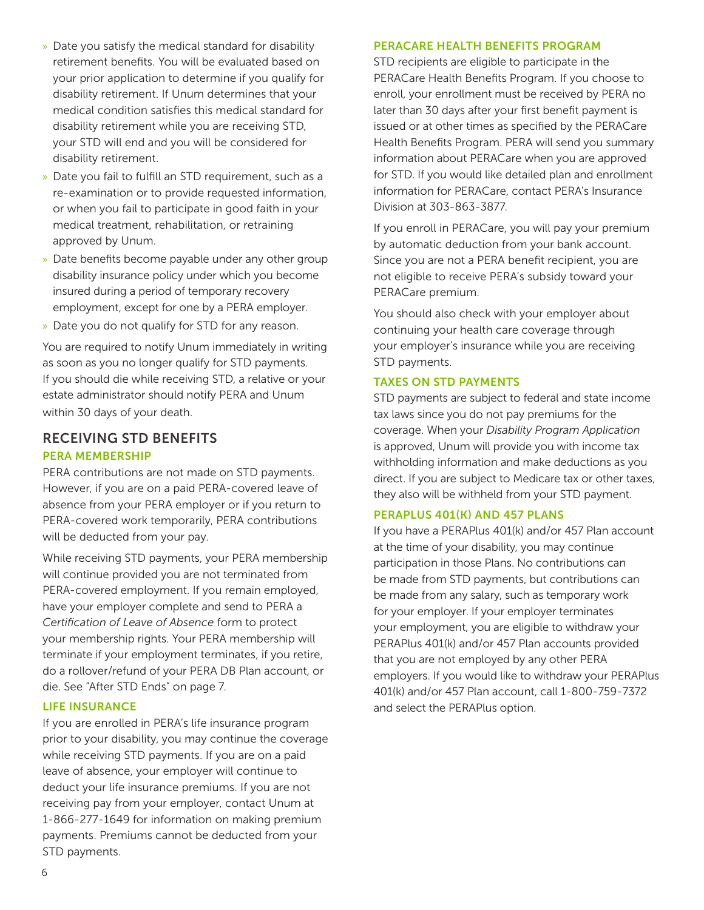- Date you satisfy the medical standard for disability retirement benefits. You will be evaluated based on your prior application to determine if you qualify for disability retirement. If Unum determines that your medical condition satisfies this medical standard for disability retirement while you are receiving STD, your STD will end and you will be considered for disability retirement.
- Date you fail to fulfill an STD requirement, such as a re-examination or to provide requested information, or when you fail to participate in good faith in your medical treatment, rehabilitation, or retraining approved by Unum.
- Date benefits become payable under any other group disability insurance policy under which you become insured during a period of temporary recovery employment, except for one by a PERA employer.
- Date you do not qualify for STD for any reason.

You are required to notify Unum immediately in writing as soon as you no longer qualify for STD payments. If you should die while receiving STD, a relative or your estate administrator should notify PERA and Unum within 30 days of your death.

## RECEIVING STD BENEFITS

### PERA MEMBERSHIP

PERA contributions are not made on STD payments. However, if you are on a paid PERA-covered leave of absence from your PERA employer or if you return to PERA-covered work temporarily, PERA contributions will be deducted from your pay.

While receiving STD payments, your PERA membership will continue provided you are not terminated from PERA-covered employment. If you remain employed, have your employer complete and send to PERA a *Certification of Leave of Absence* form to protect your membership rights. Your PERA membership will terminate if your employment terminates, if you retire, do a rollover/refund of your PERA DB Plan account, or die. See "After STD Ends" on page 7.

### LIFE INSURANCE

If you are enrolled in PERA's life insurance program prior to your disability, you may continue the coverage while receiving STD payments. If you are on a paid leave of absence, your employer will continue to deduct your life insurance premiums. If you are not receiving pay from your employer, contact Unum at 1-866-277-1649 for information on making premium payments. Premiums cannot be deducted from your STD payments.

### PERACARE HEALTH BENEFITS PROGRAM

STD recipients are eligible to participate in the PERACare Health Benefits Program. If you choose to enroll, your enrollment must be received by PERA no later than 30 days after your first benefit payment is issued or at other times as specified by the PERACare Health Benefits Program. PERA will send you summary information about PERACare when you are approved for STD. If you would like detailed plan and enrollment information for PERACare, contact PERA's Insurance Division at 303-863-3877.

If you enroll in PERACare, you will pay your premium by automatic deduction from your bank account. Since you are not a PERA benefit recipient, you are not eligible to receive PERA's subsidy toward your PERACare premium.

You should also check with your employer about continuing your health care coverage through your employer's insurance while you are receiving STD payments.

### TAXES ON STD PAYMENTS

STD payments are subject to federal and state income tax laws since you do not pay premiums for the coverage. When your *Disability Program Application* is approved, Unum will provide you with income tax withholding information and make deductions as you direct. If you are subject to Medicare tax or other taxes, they also will be withheld from your STD payment.

### PERAPLUS 401(K) AND 457 PLANS

If you have a PERAPlus 401(k) and/or 457 Plan account at the time of your disability, you may continue participation in those Plans. No contributions can be made from STD payments, but contributions can be made from any salary, such as temporary work for your employer. If your employer terminates your employment, you are eligible to withdraw your PERAPlus 401(k) and/or 457 Plan accounts provided that you are not employed by any other PERA employers. If you would like to withdraw your PERAPlus 401(k) and/or 457 Plan account, call 1-800-759-7372 and select the PERAPlus option.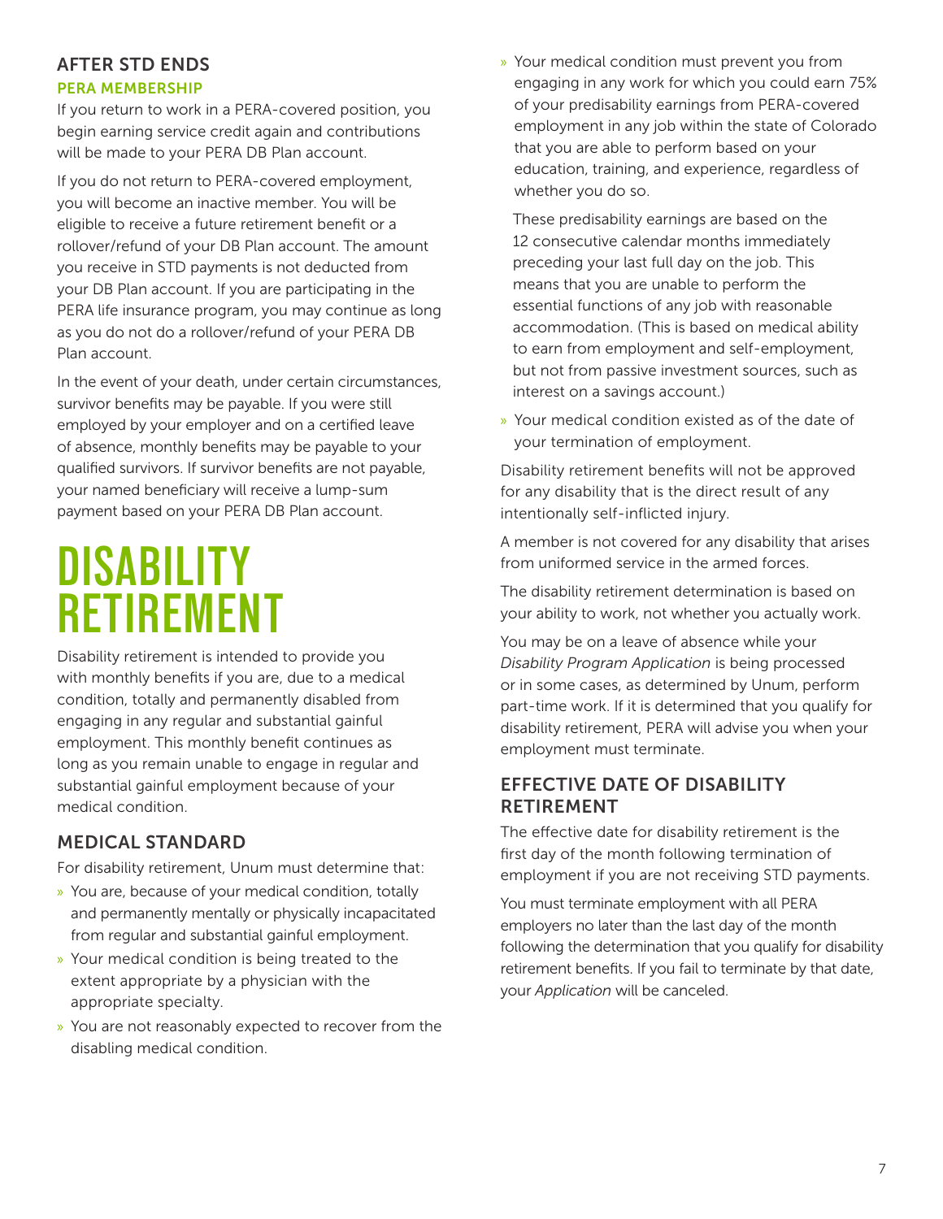## AFTER STD ENDS

### PERA MEMBERSHIP

If you return to work in a PERA-covered position, you begin earning service credit again and contributions will be made to your PERA DB Plan account.

If you do not return to PERA-covered employment, you will become an inactive member. You will be eligible to receive a future retirement benefit or a rollover/refund of your DB Plan account. The amount you receive in STD payments is not deducted from your DB Plan account. If you are participating in the PERA life insurance program, you may continue as long as you do not do a rollover/refund of your PERA DB Plan account.

In the event of your death, under certain circumstances, survivor benefits may be payable. If you were still employed by your employer and on a certified leave of absence, monthly benefits may be payable to your qualified survivors. If survivor benefits are not payable, your named beneficiary will receive a lump-sum payment based on your PERA DB Plan account.

# DISABILITY RETIREMENT

Disability retirement is intended to provide you with monthly benefits if you are, due to a medical condition, totally and permanently disabled from engaging in any regular and substantial gainful employment. This monthly benefit continues as long as you remain unable to engage in regular and substantial gainful employment because of your medical condition.

## MEDICAL STANDARD

For disability retirement, Unum must determine that:

- You are, because of your medical condition, totally and permanently mentally or physically incapacitated from regular and substantial gainful employment.
- Your medical condition is being treated to the extent appropriate by a physician with the appropriate specialty.
- You are not reasonably expected to recover from the disabling medical condition.
- Your medical condition must prevent you from engaging in any work for which you could earn 75% of your predisability earnings from PERA-covered employment in any job within the state of Colorado that you are able to perform based on your education, training, and experience, regardless of whether you do so.

  These predisability earnings are based on the 12 consecutive calendar months immediately preceding your last full day on the job. This means that you are unable to perform the essential functions of any job with reasonable accommodation. (This is based on medical ability to earn from employment and self-employment, but not from passive investment sources, such as interest on a savings account.)
- Your medical condition existed as of the date of your termination of employment.

Disability retirement benefits will not be approved for any disability that is the direct result of any intentionally self-inflicted injury.

A member is not covered for any disability that arises from uniformed service in the armed forces.

The disability retirement determination is based on your ability to work, not whether you actually work.

You may be on a leave of absence while your *Disability Program Application* is being processed or in some cases, as determined by Unum, perform part-time work. If it is determined that you qualify for disability retirement, PERA will advise you when your employment must terminate.

## EFFECTIVE DATE OF DISABILITY RETIREMENT

The effective date for disability retirement is the first day of the month following termination of employment if you are not receiving STD payments.

You must terminate employment with all PERA employers no later than the last day of the month following the determination that you qualify for disability retirement benefits. If you fail to terminate by that date, your *Application* will be canceled.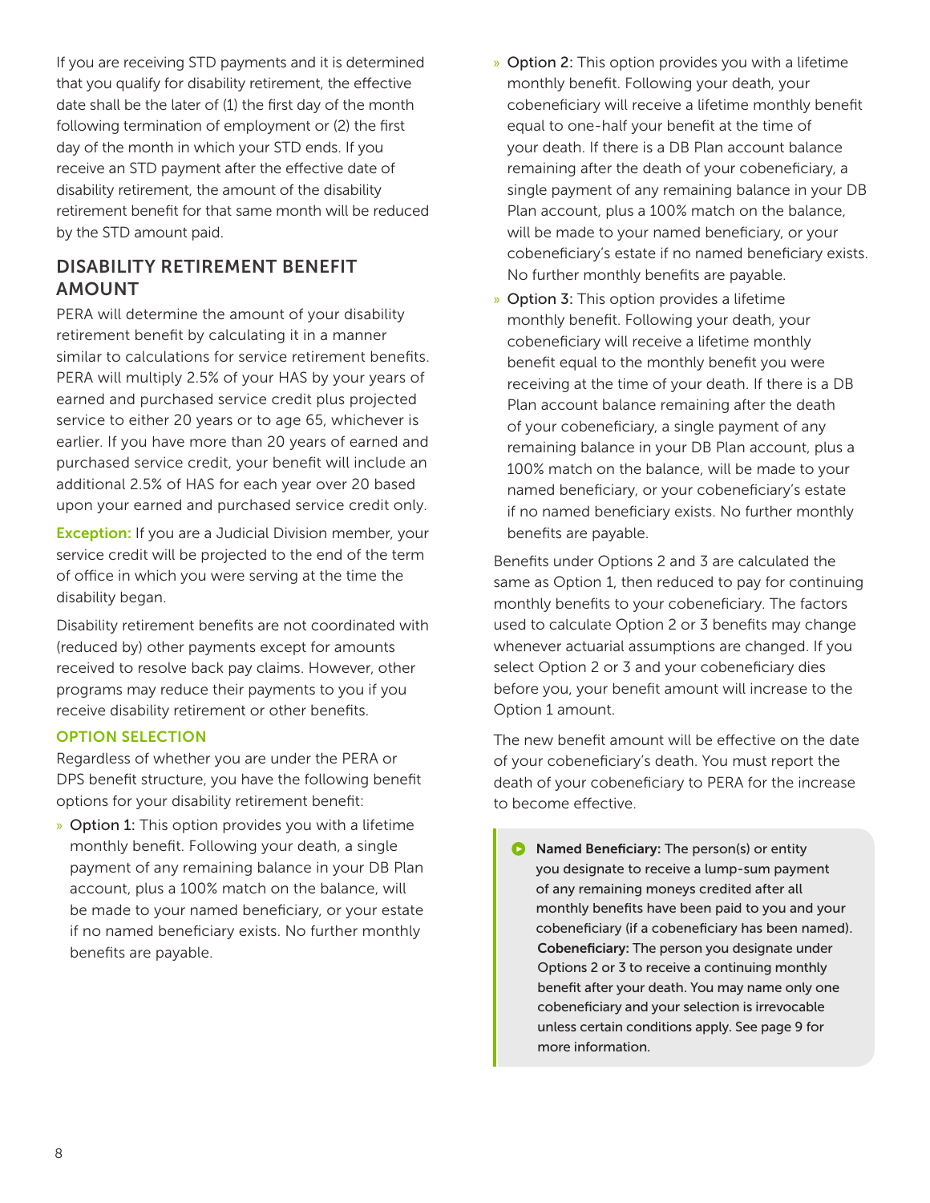If you are receiving STD payments and it is determined that you qualify for disability retirement, the effective date shall be the later of (1) the first day of the month following termination of employment or (2) the first day of the month in which your STD ends. If you receive an STD payment after the effective date of disability retirement, the amount of the disability retirement benefit for that same month will be reduced by the STD amount paid.

## DISABILITY RETIREMENT BENEFIT AMOUNT

PERA will determine the amount of your disability retirement benefit by calculating it in a manner similar to calculations for service retirement benefits. PERA will multiply 2.5% of your HAS by your years of earned and purchased service credit plus projected service to either 20 years or to age 65, whichever is earlier. If you have more than 20 years of earned and purchased service credit, your benefit will include an additional 2.5% of HAS for each year over 20 based upon your earned and purchased service credit only.

**Exception:** If you are a Judicial Division member, your service credit will be projected to the end of the term of office in which you were serving at the time the disability began.

Disability retirement benefits are not coordinated with (reduced by) other payments except for amounts received to resolve back pay claims. However, other programs may reduce their payments to you if you receive disability retirement or other benefits.

### OPTION SELECTION

Regardless of whether you are under the PERA or DPS benefit structure, you have the following benefit options for your disability retirement benefit:

- Option 1: This option provides you with a lifetime monthly benefit. Following your death, a single payment of any remaining balance in your DB Plan account, plus a 100% match on the balance, will be made to your named beneficiary, or your estate if no named beneficiary exists. No further monthly benefits are payable.
- Option 2: This option provides you with a lifetime monthly benefit. Following your death, your cobeneficiary will receive a lifetime monthly benefit equal to one-half your benefit at the time of your death. If there is a DB Plan account balance remaining after the death of your cobeneficiary, a single payment of any remaining balance in your DB Plan account, plus a 100% match on the balance, will be made to your named beneficiary, or your cobeneficiary's estate if no named beneficiary exists. No further monthly benefits are payable.
- Option 3: This option provides a lifetime monthly benefit. Following your death, your cobeneficiary will receive a lifetime monthly benefit equal to the monthly benefit you were receiving at the time of your death. If there is a DB Plan account balance remaining after the death of your cobeneficiary, a single payment of any remaining balance in your DB Plan account, plus a 100% match on the balance, will be made to your named beneficiary, or your cobeneficiary's estate if no named beneficiary exists. No further monthly benefits are payable.

Benefits under Options 2 and 3 are calculated the same as Option 1, then reduced to pay for continuing monthly benefits to your cobeneficiary. The factors used to calculate Option 2 or 3 benefits may change whenever actuarial assumptions are changed. If you select Option 2 or 3 and your cobeneficiary dies before you, your benefit amount will increase to the Option 1 amount.

The new benefit amount will be effective on the date of your cobeneficiary's death. You must report the death of your cobeneficiary to PERA for the increase to become effective.

> **Named Beneficiary:** The person(s) or entity you designate to receive a lump-sum payment of any remaining moneys credited after all monthly benefits have been paid to you and your cobeneficiary (if a cobeneficiary has been named).
> **Cobeneficiary:** The person you designate under Options 2 or 3 to receive a continuing monthly benefit after your death. You may name only one cobeneficiary and your selection is irrevocable unless certain conditions apply. See page 9 for more information.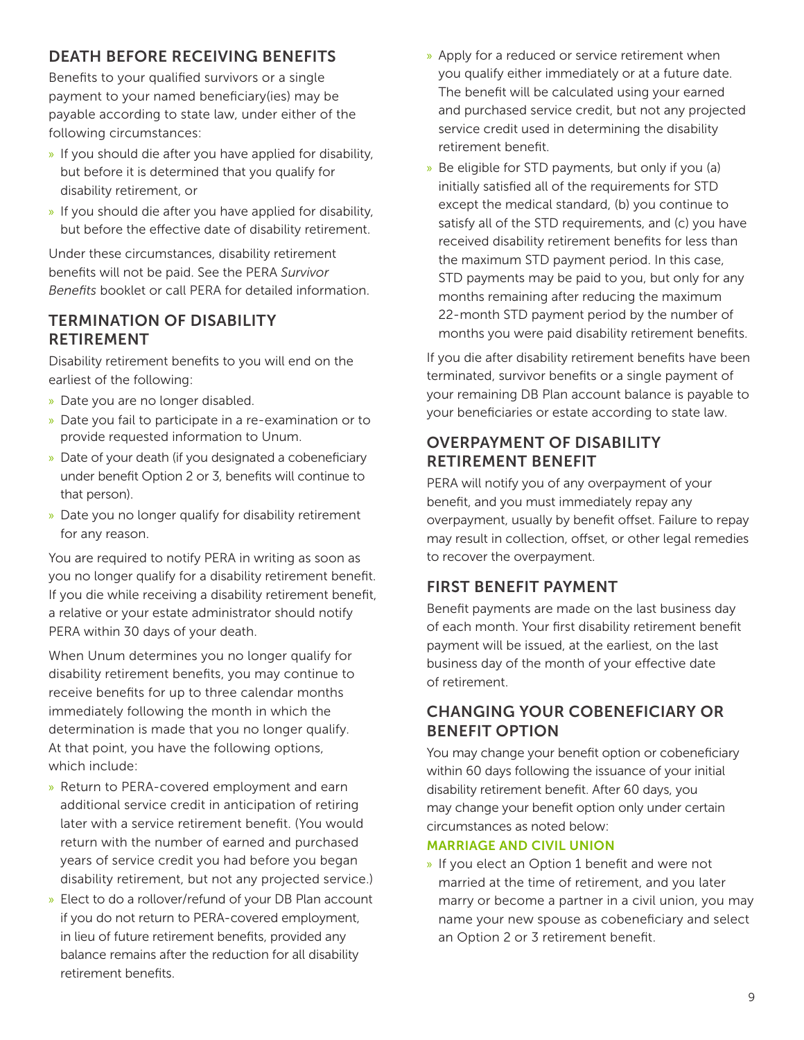## DEATH BEFORE RECEIVING BENEFITS

Benefits to your qualified survivors or a single payment to your named beneficiary(ies) may be payable according to state law, under either of the following circumstances:

- If you should die after you have applied for disability, but before it is determined that you qualify for disability retirement, or
- If you should die after you have applied for disability, but before the effective date of disability retirement.

Under these circumstances, disability retirement benefits will not be paid. See the PERA *Survivor Benefits* booklet or call PERA for detailed information.

## TERMINATION OF DISABILITY RETIREMENT

Disability retirement benefits to you will end on the earliest of the following:

- Date you are no longer disabled.
- Date you fail to participate in a re-examination or to provide requested information to Unum.
- Date of your death (if you designated a cobeneficiary under benefit Option 2 or 3, benefits will continue to that person).
- Date you no longer qualify for disability retirement for any reason.

You are required to notify PERA in writing as soon as you no longer qualify for a disability retirement benefit. If you die while receiving a disability retirement benefit, a relative or your estate administrator should notify PERA within 30 days of your death.

When Unum determines you no longer qualify for disability retirement benefits, you may continue to receive benefits for up to three calendar months immediately following the month in which the determination is made that you no longer qualify. At that point, you have the following options, which include:

- Return to PERA-covered employment and earn additional service credit in anticipation of retiring later with a service retirement benefit. (You would return with the number of earned and purchased years of service credit you had before you began disability retirement, but not any projected service.)
- Elect to do a rollover/refund of your DB Plan account if you do not return to PERA-covered employment, in lieu of future retirement benefits, provided any balance remains after the reduction for all disability retirement benefits.
- Apply for a reduced or service retirement when you qualify either immediately or at a future date. The benefit will be calculated using your earned and purchased service credit, but not any projected service credit used in determining the disability retirement benefit.
- Be eligible for STD payments, but only if you (a) initially satisfied all of the requirements for STD except the medical standard, (b) you continue to satisfy all of the STD requirements, and (c) you have received disability retirement benefits for less than the maximum STD payment period. In this case, STD payments may be paid to you, but only for any months remaining after reducing the maximum 22-month STD payment period by the number of months you were paid disability retirement benefits.

If you die after disability retirement benefits have been terminated, survivor benefits or a single payment of your remaining DB Plan account balance is payable to your beneficiaries or estate according to state law.

## OVERPAYMENT OF DISABILITY RETIREMENT BENEFIT

PERA will notify you of any overpayment of your benefit, and you must immediately repay any overpayment, usually by benefit offset. Failure to repay may result in collection, offset, or other legal remedies to recover the overpayment.

## FIRST BENEFIT PAYMENT

Benefit payments are made on the last business day of each month. Your first disability retirement benefit payment will be issued, at the earliest, on the last business day of the month of your effective date of retirement.

## CHANGING YOUR COBENEFICIARY OR BENEFIT OPTION

You may change your benefit option or cobeneficiary within 60 days following the issuance of your initial disability retirement benefit. After 60 days, you may change your benefit option only under certain circumstances as noted below:

### MARRIAGE AND CIVIL UNION

- If you elect an Option 1 benefit and were not married at the time of retirement, and you later marry or become a partner in a civil union, you may name your new spouse as cobeneficiary and select an Option 2 or 3 retirement benefit.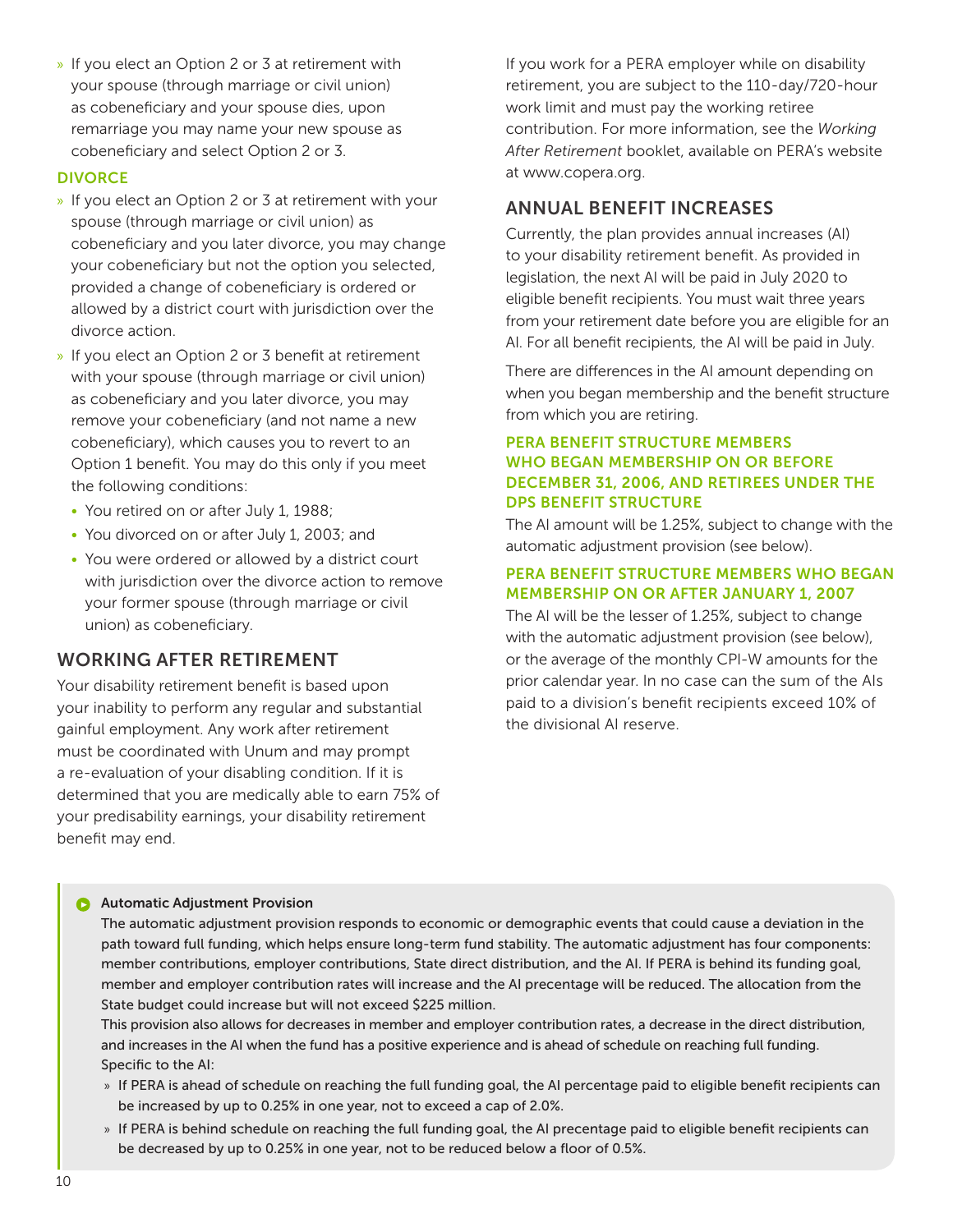- If you elect an Option 2 or 3 at retirement with your spouse (through marriage or civil union) as cobeneficiary and your spouse dies, upon remarriage you may name your new spouse as cobeneficiary and select Option 2 or 3.

### DIVORCE

- If you elect an Option 2 or 3 at retirement with your spouse (through marriage or civil union) as cobeneficiary and you later divorce, you may change your cobeneficiary but not the option you selected, provided a change of cobeneficiary is ordered or allowed by a district court with jurisdiction over the divorce action.
- If you elect an Option 2 or 3 benefit at retirement with your spouse (through marriage or civil union) as cobeneficiary and you later divorce, you may remove your cobeneficiary (and not name a new cobeneficiary), which causes you to revert to an Option 1 benefit. You may do this only if you meet the following conditions:
  - You retired on or after July 1, 1988;
  - You divorced on or after July 1, 2003; and
  - You were ordered or allowed by a district court with jurisdiction over the divorce action to remove your former spouse (through marriage or civil union) as cobeneficiary.

## WORKING AFTER RETIREMENT

Your disability retirement benefit is based upon your inability to perform any regular and substantial gainful employment. Any work after retirement must be coordinated with Unum and may prompt a re-evaluation of your disabling condition. If it is determined that you are medically able to earn 75% of your predisability earnings, your disability retirement benefit may end.

If you work for a PERA employer while on disability retirement, you are subject to the 110-day/720-hour work limit and must pay the working retiree contribution. For more information, see the *Working After Retirement* booklet, available on PERA's website at www.copera.org.

## ANNUAL BENEFIT INCREASES

Currently, the plan provides annual increases (AI) to your disability retirement benefit. As provided in legislation, the next AI will be paid in July 2020 to eligible benefit recipients. You must wait three years from your retirement date before you are eligible for an AI. For all benefit recipients, the AI will be paid in July.

There are differences in the AI amount depending on when you began membership and the benefit structure from which you are retiring.

### PERA BENEFIT STRUCTURE MEMBERS WHO BEGAN MEMBERSHIP ON OR BEFORE DECEMBER 31, 2006, AND RETIREES UNDER THE DPS BENEFIT STRUCTURE

The AI amount will be 1.25%, subject to change with the automatic adjustment provision (see below).

### PERA BENEFIT STRUCTURE MEMBERS WHO BEGAN MEMBERSHIP ON OR AFTER JANUARY 1, 2007

The AI will be the lesser of 1.25%, subject to change with the automatic adjustment provision (see below), or the average of the monthly CPI-W amounts for the prior calendar year. In no case can the sum of the AIs paid to a division's benefit recipients exceed 10% of the divisional AI reserve.

**Automatic Adjustment Provision**

The automatic adjustment provision responds to economic or demographic events that could cause a deviation in the path toward full funding, which helps ensure long-term fund stability. The automatic adjustment has four components: member contributions, employer contributions, State direct distribution, and the AI. If PERA is behind its funding goal, member and employer contribution rates will increase and the AI precentage will be reduced. The allocation from the State budget could increase but will not exceed $225 million.

This provision also allows for decreases in member and employer contribution rates, a decrease in the direct distribution, and increases in the AI when the fund has a positive experience and is ahead of schedule on reaching full funding. Specific to the AI:

- If PERA is ahead of schedule on reaching the full funding goal, the AI percentage paid to eligible benefit recipients can be increased by up to 0.25% in one year, not to exceed a cap of 2.0%.
- If PERA is behind schedule on reaching the full funding goal, the AI precentage paid to eligible benefit recipients can be decreased by up to 0.25% in one year, not to be reduced below a floor of 0.5%.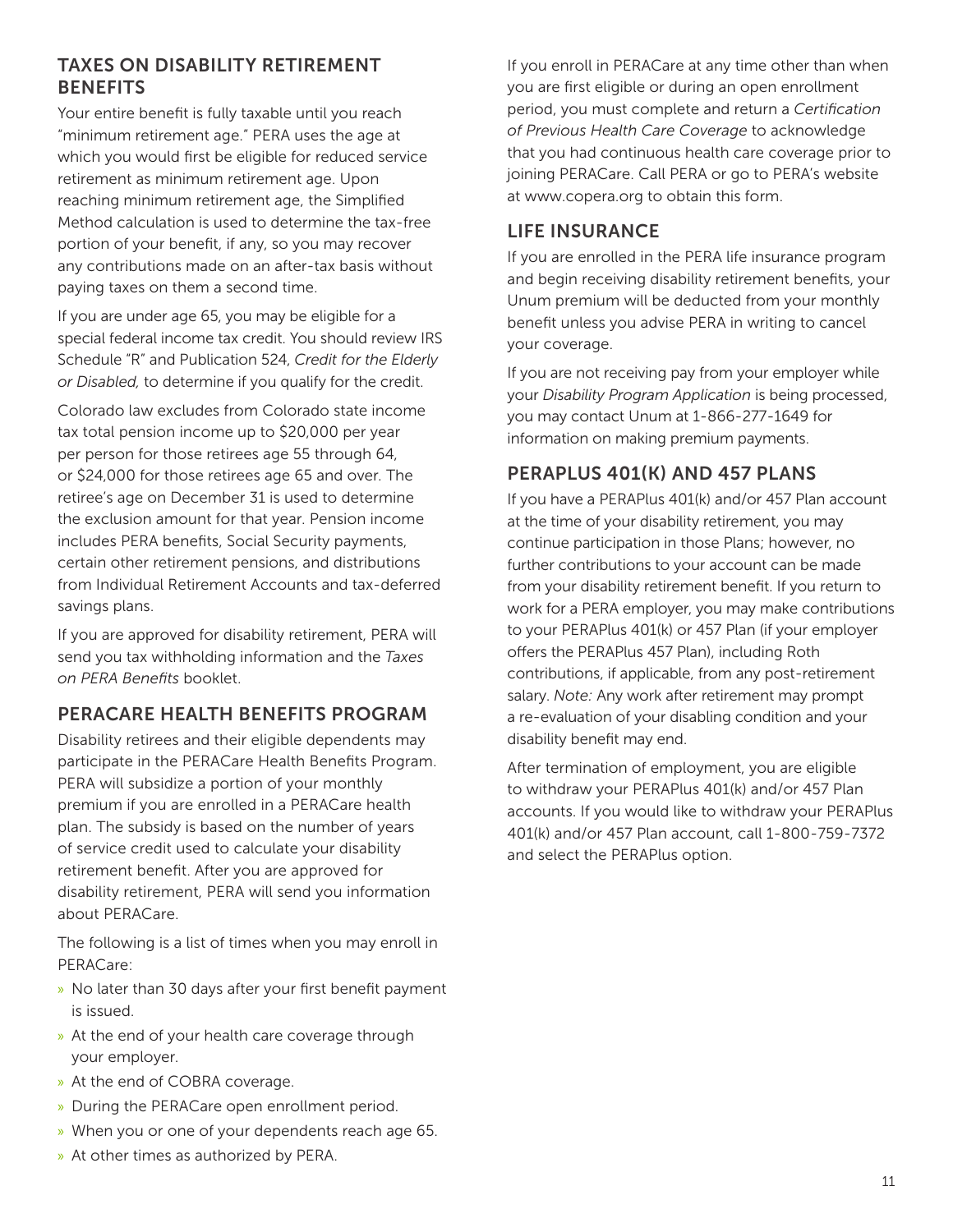## TAXES ON DISABILITY RETIREMENT BENEFITS

Your entire benefit is fully taxable until you reach "minimum retirement age." PERA uses the age at which you would first be eligible for reduced service retirement as minimum retirement age. Upon reaching minimum retirement age, the Simplified Method calculation is used to determine the tax-free portion of your benefit, if any, so you may recover any contributions made on an after-tax basis without paying taxes on them a second time.

If you are under age 65, you may be eligible for a special federal income tax credit. You should review IRS Schedule "R" and Publication 524, *Credit for the Elderly or Disabled,* to determine if you qualify for the credit.

Colorado law excludes from Colorado state income tax total pension income up to $20,000 per year per person for those retirees age 55 through 64, or $24,000 for those retirees age 65 and over. The retiree's age on December 31 is used to determine the exclusion amount for that year. Pension income includes PERA benefits, Social Security payments, certain other retirement pensions, and distributions from Individual Retirement Accounts and tax-deferred savings plans.

If you are approved for disability retirement, PERA will send you tax withholding information and the *Taxes on PERA Benefits* booklet.

## PERACARE HEALTH BENEFITS PROGRAM

Disability retirees and their eligible dependents may participate in the PERACare Health Benefits Program. PERA will subsidize a portion of your monthly premium if you are enrolled in a PERACare health plan. The subsidy is based on the number of years of service credit used to calculate your disability retirement benefit. After you are approved for disability retirement, PERA will send you information about PERACare.

The following is a list of times when you may enroll in PERACare:

- No later than 30 days after your first benefit payment is issued.
- At the end of your health care coverage through your employer.
- At the end of COBRA coverage.
- During the PERACare open enrollment period.
- When you or one of your dependents reach age 65.
- At other times as authorized by PERA.

If you enroll in PERACare at any time other than when you are first eligible or during an open enrollment period, you must complete and return a *Certification of Previous Health Care Coverage* to acknowledge that you had continuous health care coverage prior to joining PERACare. Call PERA or go to PERA's website at www.copera.org to obtain this form.

## LIFE INSURANCE

If you are enrolled in the PERA life insurance program and begin receiving disability retirement benefits, your Unum premium will be deducted from your monthly benefit unless you advise PERA in writing to cancel your coverage.

If you are not receiving pay from your employer while your *Disability Program Application* is being processed, you may contact Unum at 1-866-277-1649 for information on making premium payments.

## PERAPLUS 401(K) AND 457 PLANS

If you have a PERAPlus 401(k) and/or 457 Plan account at the time of your disability retirement, you may continue participation in those Plans; however, no further contributions to your account can be made from your disability retirement benefit. If you return to work for a PERA employer, you may make contributions to your PERAPlus 401(k) or 457 Plan (if your employer offers the PERAPlus 457 Plan), including Roth contributions, if applicable, from any post-retirement salary. *Note:* Any work after retirement may prompt a re-evaluation of your disabling condition and your disability benefit may end.

After termination of employment, you are eligible to withdraw your PERAPlus 401(k) and/or 457 Plan accounts. If you would like to withdraw your PERAPlus 401(k) and/or 457 Plan account, call 1-800-759-7372 and select the PERAPlus option.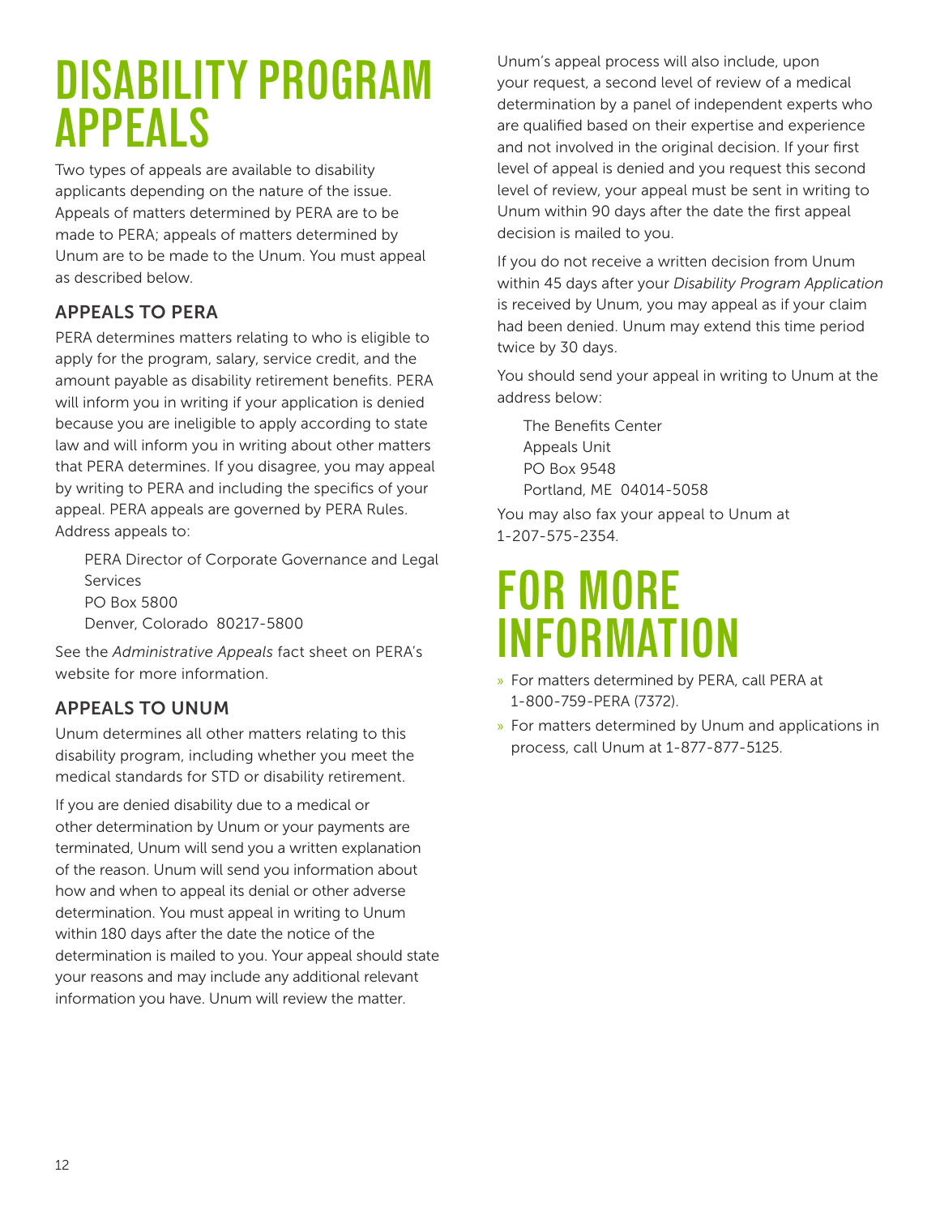# DISABILITY PROGRAM APPEALS

Two types of appeals are available to disability applicants depending on the nature of the issue. Appeals of matters determined by PERA are to be made to PERA; appeals of matters determined by Unum are to be made to the Unum. You must appeal as described below.

## APPEALS TO PERA

PERA determines matters relating to who is eligible to apply for the program, salary, service credit, and the amount payable as disability retirement benefits. PERA will inform you in writing if your application is denied because you are ineligible to apply according to state law and will inform you in writing about other matters that PERA determines. If you disagree, you may appeal by writing to PERA and including the specifics of your appeal. PERA appeals are governed by PERA Rules. Address appeals to:

PERA Director of Corporate Governance and Legal Services  
PO Box 5800  
Denver, Colorado 80217-5800

See the *Administrative Appeals* fact sheet on PERA's website for more information.

## APPEALS TO UNUM

Unum determines all other matters relating to this disability program, including whether you meet the medical standards for STD or disability retirement.

If you are denied disability due to a medical or other determination by Unum or your payments are terminated, Unum will send you a written explanation of the reason. Unum will send you information about how and when to appeal its denial or other adverse determination. You must appeal in writing to Unum within 180 days after the date the notice of the determination is mailed to you. Your appeal should state your reasons and may include any additional relevant information you have. Unum will review the matter.

Unum's appeal process will also include, upon your request, a second level of review of a medical determination by a panel of independent experts who are qualified based on their expertise and experience and not involved in the original decision. If your first level of appeal is denied and you request this second level of review, your appeal must be sent in writing to Unum within 90 days after the date the first appeal decision is mailed to you.

If you do not receive a written decision from Unum within 45 days after your *Disability Program Application* is received by Unum, you may appeal as if your claim had been denied. Unum may extend this time period twice by 30 days.

You should send your appeal in writing to Unum at the address below:

The Benefits Center  
Appeals Unit  
PO Box 9548  
Portland, ME 04014-5058

You may also fax your appeal to Unum at 1-207-575-2354.

# FOR MORE INFORMATION

- For matters determined by PERA, call PERA at 1-800-759-PERA (7372).
- For matters determined by Unum and applications in process, call Unum at 1-877-877-5125.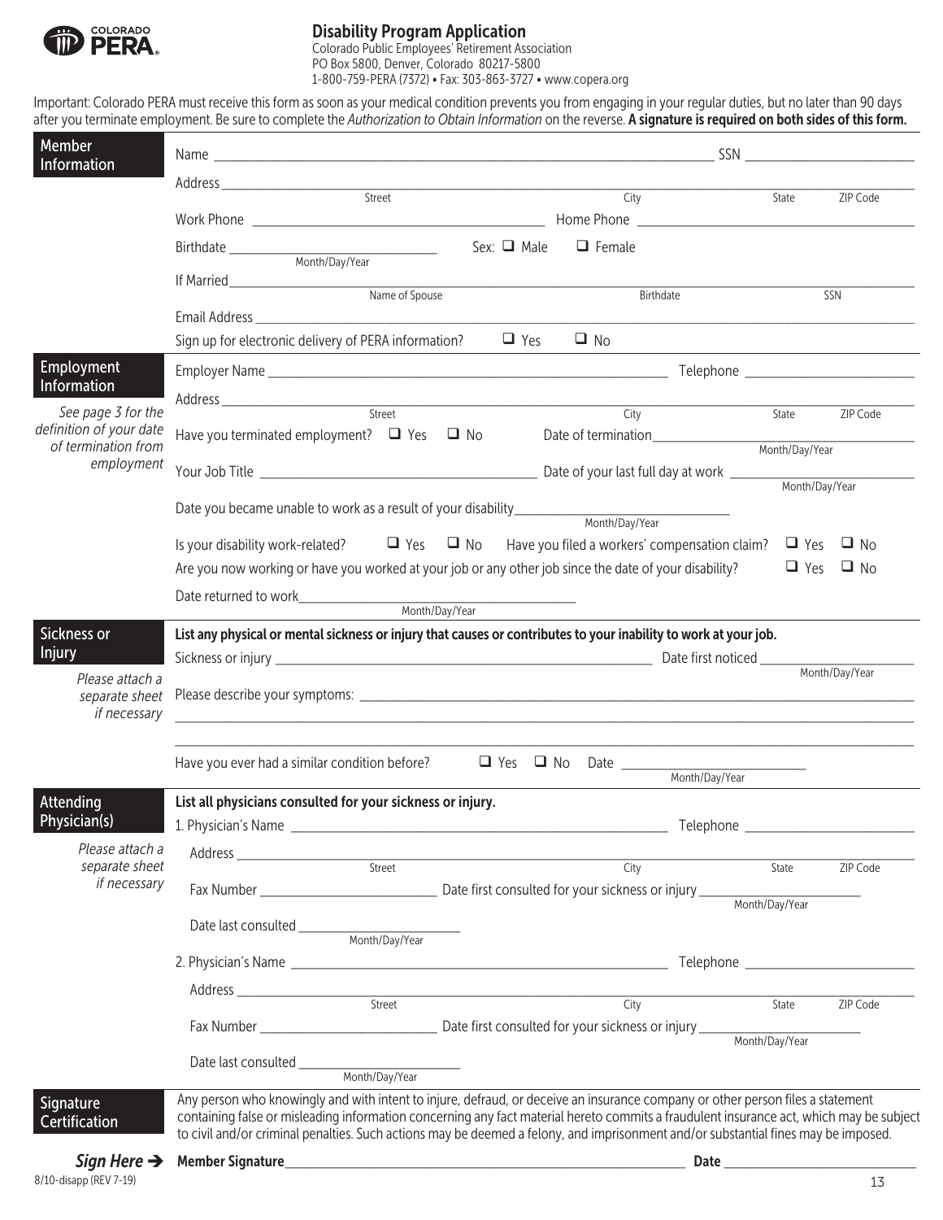**COLORADO PERA**

# Disability Program Application

Colorado Public Employees' Retirement Association
PO Box 5800, Denver, Colorado 80217-5800
1-800-759-PERA (7372) • Fax: 303-863-3727 • www.copera.org

Important: Colorado PERA must receive this form as soon as your medical condition prevents you from engaging in your regular duties, but no later than 90 days after you terminate employment. Be sure to complete the *Authorization to Obtain Information* on the reverse. **A signature is required on both sides of this form.**

## Member Information

Name ______________________________ SSN ______________

Address ______________________________
Street ______ City ______ State ______ ZIP Code

Work Phone ______________ Home Phone ______________

Birthdate ______________ (Month/Day/Year) Sex: ☐ Male ☐ Female

If Married ______________
Name of Spouse ______ Birthdate ______ SSN

Email Address ______________________________

Sign up for electronic delivery of PERA information? ☐ Yes ☐ No

## Employment Information

*See page 3 for the definition of your date of termination from employment*

Employer Name ______________________________ Telephone ______________

Address ______________________________
Street ______ City ______ State ______ ZIP Code

Have you terminated employment? ☐ Yes ☐ No Date of termination ______________ (Month/Day/Year)

Your Job Title ______________ Date of your last full day at work ______________ (Month/Day/Year)

Date you became unable to work as a result of your disability ______________ (Month/Day/Year)

Is your disability work-related? ☐ Yes ☐ No Have you filed a workers' compensation claim? ☐ Yes ☐ No

Are you now working or have you worked at your job or any other job since the date of your disability? ☐ Yes ☐ No

Date returned to work ______________ (Month/Day/Year)

## Sickness or Injury

*Please attach a separate sheet if necessary*

**List any physical or mental sickness or injury that causes or contributes to your inability to work at your job.**

Sickness or injury ______________________________ Date first noticed ______________ (Month/Day/Year)

Please describe your symptoms: ______________________________

______________________________

______________________________

Have you ever had a similar condition before? ☐ Yes ☐ No Date ______________ (Month/Day/Year)

## Attending Physician(s)

*Please attach a separate sheet if necessary*

**List all physicians consulted for your sickness or injury.**

1. Physician's Name ______________________________ Telephone ______________

   Address ______________________________
   Street ______ City ______ State ______ ZIP Code

   Fax Number ______________ Date first consulted for your sickness or injury ______________ (Month/Day/Year)

   Date last consulted ______________ (Month/Day/Year)

2. Physician's Name ______________________________ Telephone ______________

   Address ______________________________
   Street ______ City ______ State ______ ZIP Code

   Fax Number ______________ Date first consulted for your sickness or injury ______________ (Month/Day/Year)

   Date last consulted ______________ (Month/Day/Year)

## Signature Certification

Any person who knowingly and with intent to injure, defraud, or deceive an insurance company or other person files a statement containing false or misleading information concerning any fact material hereto commits a fraudulent insurance act, which may be subject to civil and/or criminal penalties. Such actions may be deemed a felony, and imprisonment and/or substantial fines may be imposed.

***Sign Here →*** **Member Signature** ______________________________ **Date** ______________

8/10-disapp (REV 7-19)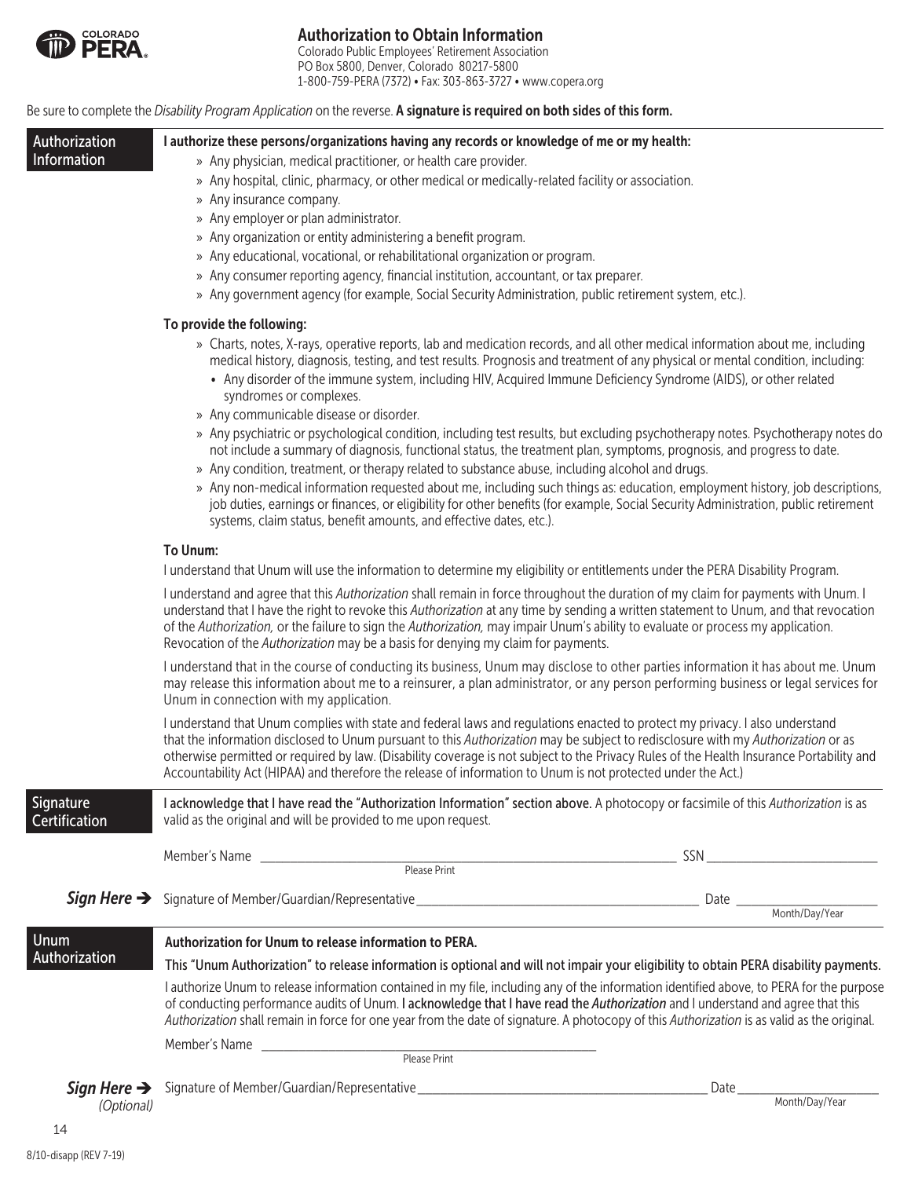# Authorization to Obtain Information

Colorado Public Employees' Retirement Association
PO Box 5800, Denver, Colorado 80217-5800
1-800-759-PERA (7372) • Fax: 303-863-3727 • www.copera.org

Be sure to complete the *Disability Program Application* on the reverse. **A signature is required on both sides of this form.**

## Authorization Information

**I authorize these persons/organizations having any records or knowledge of me or my health:**

- » Any physician, medical practitioner, or health care provider.
- » Any hospital, clinic, pharmacy, or other medical or medically-related facility or association.
- » Any insurance company.
- » Any employer or plan administrator.
- » Any organization or entity administering a benefit program.
- » Any educational, vocational, or rehabilitational organization or program.
- » Any consumer reporting agency, financial institution, accountant, or tax preparer.
- » Any government agency (for example, Social Security Administration, public retirement system, etc.).

**To provide the following:**

- » Charts, notes, X-rays, operative reports, lab and medication records, and all other medical information about me, including medical history, diagnosis, testing, and test results. Prognosis and treatment of any physical or mental condition, including:
  - Any disorder of the immune system, including HIV, Acquired Immune Deficiency Syndrome (AIDS), or other related syndromes or complexes.
- » Any communicable disease or disorder.
- » Any psychiatric or psychological condition, including test results, but excluding psychotherapy notes. Psychotherapy notes do not include a summary of diagnosis, functional status, the treatment plan, symptoms, prognosis, and progress to date.
- » Any condition, treatment, or therapy related to substance abuse, including alcohol and drugs.
- » Any non-medical information requested about me, including such things as: education, employment history, job descriptions, job duties, earnings or finances, or eligibility for other benefits (for example, Social Security Administration, public retirement systems, claim status, benefit amounts, and effective dates, etc.).

**To Unum:**

I understand that Unum will use the information to determine my eligibility or entitlements under the PERA Disability Program.

I understand and agree that this *Authorization* shall remain in force throughout the duration of my claim for payments with Unum. I understand that I have the right to revoke this *Authorization* at any time by sending a written statement to Unum, and that revocation of the *Authorization,* or the failure to sign the *Authorization,* may impair Unum's ability to evaluate or process my application. Revocation of the *Authorization* may be a basis for denying my claim for payments.

I understand that in the course of conducting its business, Unum may disclose to other parties information it has about me. Unum may release this information about me to a reinsurer, a plan administrator, or any person performing business or legal services for Unum in connection with my application.

I understand that Unum complies with state and federal laws and regulations enacted to protect my privacy. I also understand that the information disclosed to Unum pursuant to this *Authorization* may be subject to redisclosure with my *Authorization* or as otherwise permitted or required by law. (Disability coverage is not subject to the Privacy Rules of the Health Insurance Portability and Accountability Act (HIPAA) and therefore the release of information to Unum is not protected under the Act.)

## Signature Certification

**I acknowledge that I have read the "Authorization Information" section above.** A photocopy or facsimile of this *Authorization* is as valid as the original and will be provided to me upon request.

Member's Name ______________________________ (Please Print) SSN ______________________

***Sign Here ➔*** Signature of Member/Guardian/Representative ______________________________ Date ______________ (Month/Day/Year)

## Unum Authorization

**Authorization for Unum to release information to PERA.**

**This "Unum Authorization" to release information is optional and will not impair your eligibility to obtain PERA disability payments.**

I authorize Unum to release information contained in my file, including any of the information identified above, to PERA for the purpose of conducting performance audits of Unum. **I acknowledge that I have read the *Authorization*** and I understand and agree that this *Authorization* shall remain in force for one year from the date of signature. A photocopy of this *Authorization* is as valid as the original.

Member's Name ______________________________ (Please Print)

***Sign Here ➔*** *(Optional)* Signature of Member/Guardian/Representative ______________________________ Date ______________ (Month/Day/Year)

8/10-disapp (REV 7-19)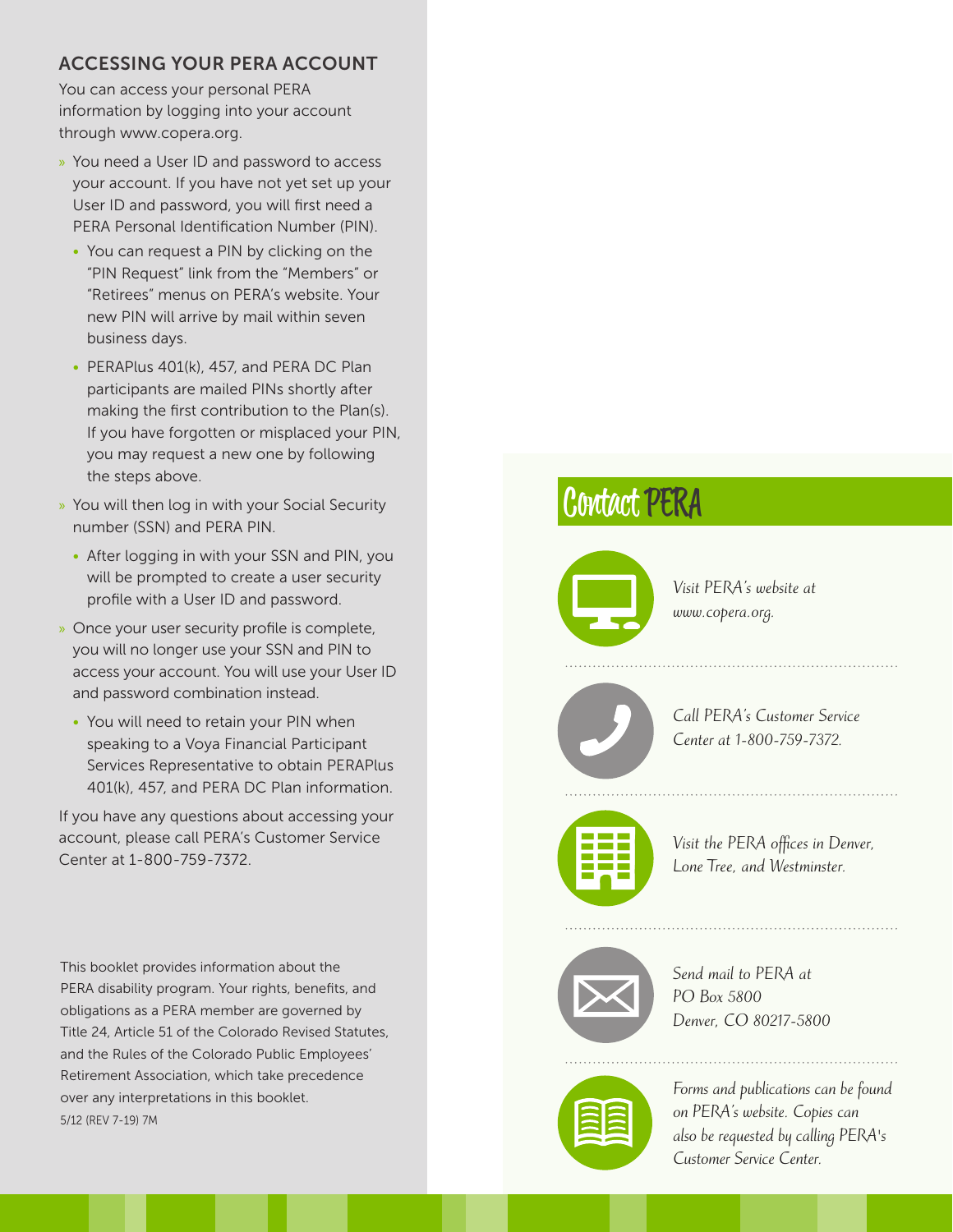## ACCESSING YOUR PERA ACCOUNT

You can access your personal PERA information by logging into your account through www.copera.org.

- You need a User ID and password to access your account. If you have not yet set up your User ID and password, you will first need a PERA Personal Identification Number (PIN).
  - You can request a PIN by clicking on the "PIN Request" link from the "Members" or "Retirees" menus on PERA's website. Your new PIN will arrive by mail within seven business days.
  - PERAPlus 401(k), 457, and PERA DC Plan participants are mailed PINs shortly after making the first contribution to the Plan(s). If you have forgotten or misplaced your PIN, you may request a new one by following the steps above.
- You will then log in with your Social Security number (SSN) and PERA PIN.
  - After logging in with your SSN and PIN, you will be prompted to create a user security profile with a User ID and password.
- Once your user security profile is complete, you will no longer use your SSN and PIN to access your account. You will use your User ID and password combination instead.
  - You will need to retain your PIN when speaking to a Voya Financial Participant Services Representative to obtain PERAPlus 401(k), 457, and PERA DC Plan information.

If you have any questions about accessing your account, please call PERA's Customer Service Center at 1-800-759-7372.

This booklet provides information about the PERA disability program. Your rights, benefits, and obligations as a PERA member are governed by Title 24, Article 51 of the Colorado Revised Statutes, and the Rules of the Colorado Public Employees' Retirement Association, which take precedence over any interpretations in this booklet.

5/12 (REV 7-19) 7M

## Contact PERA

*Visit PERA's website at www.copera.org.*

*Call PERA's Customer Service Center at 1-800-759-7372.*

*Visit the PERA offices in Denver, Lone Tree, and Westminster.*

*Send mail to PERA at*
*PO Box 5800*
*Denver, CO 80217-5800*

*Forms and publications can be found on PERA's website. Copies can also be requested by calling PERA's Customer Service Center.*